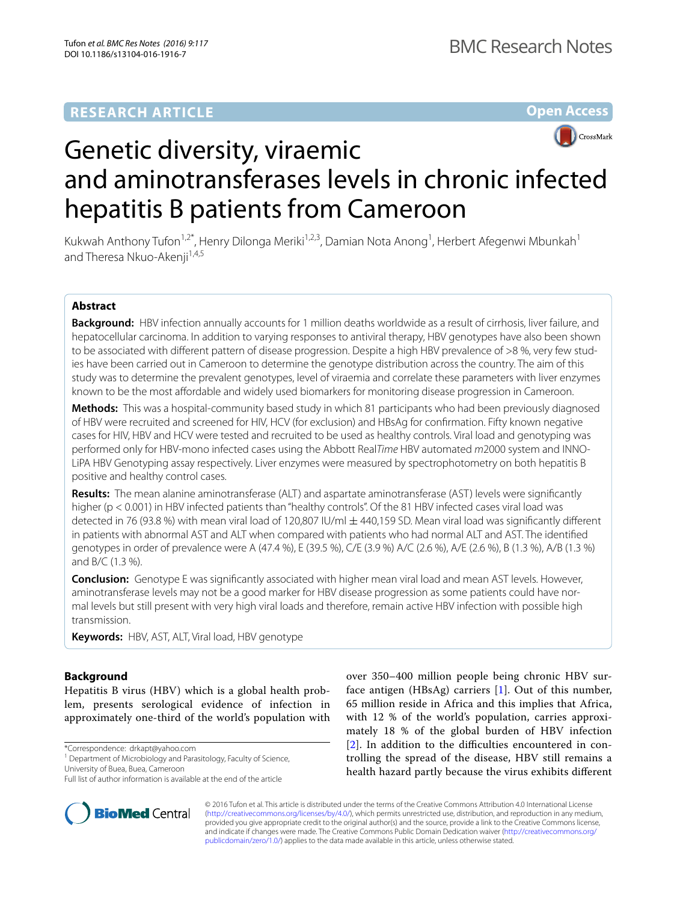RESEARCH ARTICLE

Open Access

# Genetic diversity, viraemic and aminotransferases levels in chronic infected hepatitis B patients from Cameroon

Kukwah Anthony Tufon[1,2*], Henry Dilonga Meriki[1,2,3], Damian Nota Anong[1], Herbert Afegenwi Mbunkah[1] and Theresa Nkuo-Akenji[1,4,5]

## Abstract

**Background:** HBV infection annually accounts for 1 million deaths worldwide as a result of cirrhosis, liver failure, and hepatocellular carcinoma. In addition to varying responses to antiviral therapy, HBV genotypes have also been shown to be associated with different pattern of disease progression. Despite a high HBV prevalence of >8 %, very few studies have been carried out in Cameroon to determine the genotype distribution across the country. The aim of this study was to determine the prevalent genotypes, level of viraemia and correlate these parameters with liver enzymes known to be the most affordable and widely used biomarkers for monitoring disease progression in Cameroon.

**Methods:** This was a hospital-community based study in which 81 participants who had been previously diagnosed of HBV were recruited and screened for HIV, HCV (for exclusion) and HBsAg for confirmation. Fifty known negative cases for HIV, HBV and HCV were tested and recruited to be used as healthy controls. Viral load and genotyping was performed only for HBV-mono infected cases using the Abbott Real*Time* HBV automated *m*2000 system and INNO-LiPA HBV Genotyping assay respectively. Liver enzymes were measured by spectrophotometry on both hepatitis B positive and healthy control cases.

**Results:** The mean alanine aminotransferase (ALT) and aspartate aminotransferase (AST) levels were significantly higher ($p < 0.001$) in HBV infected patients than "healthy controls". Of the 81 HBV infected cases viral load was detected in 76 (93.8 %) with mean viral load of 120,807 IU/ml ± 440,159 SD. Mean viral load was significantly different in patients with abnormal AST and ALT when compared with patients who had normal ALT and AST. The identified genotypes in order of prevalence were A (47.4 %), E (39.5 %), C/E (3.9 %) A/C (2.6 %), A/E (2.6 %), B (1.3 %), A/B (1.3 %) and B/C (1.3 %).

**Conclusion:** Genotype E was significantly associated with higher mean viral load and mean AST levels. However, aminotransferase levels may not be a good marker for HBV disease progression as some patients could have normal levels but still present with very high viral loads and therefore, remain active HBV infection with possible high transmission.

**Keywords:** HBV, AST, ALT, Viral load, HBV genotype

## Background

Hepatitis B virus (HBV) which is a global health problem, presents serological evidence of infection in approximately one-third of the world's population with over 350–400 million people being chronic HBV surface antigen (HBsAg) carriers [1]. Out of this number, 65 million reside in Africa and this implies that Africa, with 12 % of the world's population, carries approximately 18 % of the global burden of HBV infection [2]. In addition to the difficulties encountered in controlling the spread of the disease, HBV still remains a health hazard partly because the virus exhibits different

*Correspondence: drkapt@yahoo.com
[1] Department of Microbiology and Parasitology, Faculty of Science, University of Buea, Buea, Cameroon
Full list of author information is available at the end of the article

© 2016 Tufon et al. This article is distributed under the terms of the Creative Commons Attribution 4.0 International License (http://creativecommons.org/licenses/by/4.0/), which permits unrestricted use, distribution, and reproduction in any medium, provided you give appropriate credit to the original author(s) and the source, provide a link to the Creative Commons license, and indicate if changes were made. The Creative Commons Public Domain Dedication waiver (http://creativecommons.org/publicdomain/zero/1.0/) applies to the data made available in this article, unless otherwise stated.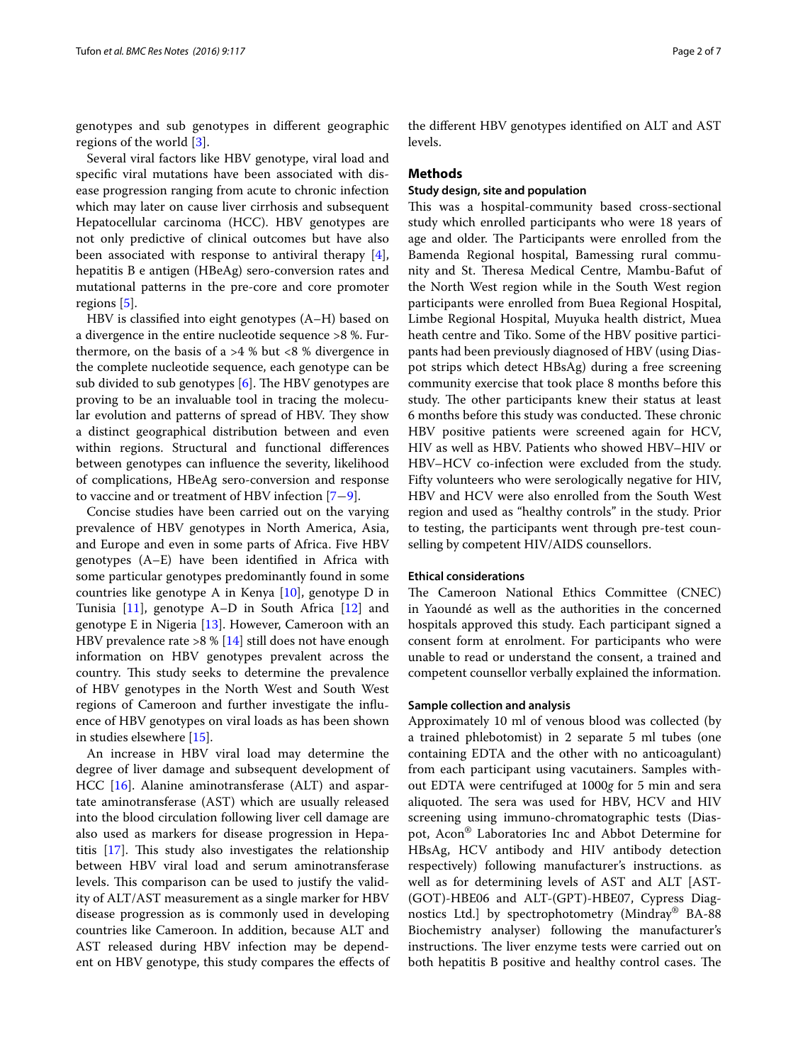genotypes and sub genotypes in different geographic regions of the world [3].

Several viral factors like HBV genotype, viral load and specific viral mutations have been associated with disease progression ranging from acute to chronic infection which may later on cause liver cirrhosis and subsequent Hepatocellular carcinoma (HCC). HBV genotypes are not only predictive of clinical outcomes but have also been associated with response to antiviral therapy [4], hepatitis B e antigen (HBeAg) sero-conversion rates and mutational patterns in the pre-core and core promoter regions [5].

HBV is classified into eight genotypes (A–H) based on a divergence in the entire nucleotide sequence >8 %. Furthermore, on the basis of a >4 % but <8 % divergence in the complete nucleotide sequence, each genotype can be sub divided to sub genotypes [6]. The HBV genotypes are proving to be an invaluable tool in tracing the molecular evolution and patterns of spread of HBV. They show a distinct geographical distribution between and even within regions. Structural and functional differences between genotypes can influence the severity, likelihood of complications, HBeAg sero-conversion and response to vaccine and or treatment of HBV infection [7–9].

Concise studies have been carried out on the varying prevalence of HBV genotypes in North America, Asia, and Europe and even in some parts of Africa. Five HBV genotypes (A–E) have been identified in Africa with some particular genotypes predominantly found in some countries like genotype A in Kenya [10], genotype D in Tunisia [11], genotype A–D in South Africa [12] and genotype E in Nigeria [13]. However, Cameroon with an HBV prevalence rate >8 % [14] still does not have enough information on HBV genotypes prevalent across the country. This study seeks to determine the prevalence of HBV genotypes in the North West and South West regions of Cameroon and further investigate the influence of HBV genotypes on viral loads as has been shown in studies elsewhere [15].

An increase in HBV viral load may determine the degree of liver damage and subsequent development of HCC [16]. Alanine aminotransferase (ALT) and aspartate aminotransferase (AST) which are usually released into the blood circulation following liver cell damage are also used as markers for disease progression in Hepatitis [17]. This study also investigates the relationship between HBV viral load and serum aminotransferase levels. This comparison can be used to justify the validity of ALT/AST measurement as a single marker for HBV disease progression as is commonly used in developing countries like Cameroon. In addition, because ALT and AST released during HBV infection may be dependent on HBV genotype, this study compares the effects of the different HBV genotypes identified on ALT and AST levels.

## Methods

### Study design, site and population

This was a hospital-community based cross-sectional study which enrolled participants who were 18 years of age and older. The Participants were enrolled from the Bamenda Regional hospital, Bamessing rural community and St. Theresa Medical Centre, Mambu-Bafut of the North West region while in the South West region participants were enrolled from Buea Regional Hospital, Limbe Regional Hospital, Muyuka health district, Muea heath centre and Tiko. Some of the HBV positive participants had been previously diagnosed of HBV (using Diaspot strips which detect HBsAg) during a free screening community exercise that took place 8 months before this study. The other participants knew their status at least 6 months before this study was conducted. These chronic HBV positive patients were screened again for HCV, HIV as well as HBV. Patients who showed HBV–HIV or HBV–HCV co-infection were excluded from the study. Fifty volunteers who were serologically negative for HIV, HBV and HCV were also enrolled from the South West region and used as "healthy controls" in the study. Prior to testing, the participants went through pre-test counselling by competent HIV/AIDS counsellors.

### Ethical considerations

The Cameroon National Ethics Committee (CNEC) in Yaoundé as well as the authorities in the concerned hospitals approved this study. Each participant signed a consent form at enrolment. For participants who were unable to read or understand the consent, a trained and competent counsellor verbally explained the information.

### Sample collection and analysis

Approximately 10 ml of venous blood was collected (by a trained phlebotomist) in 2 separate 5 ml tubes (one containing EDTA and the other with no anticoagulant) from each participant using vacutainers. Samples without EDTA were centrifuged at 1000*g* for 5 min and sera aliquoted. The sera was used for HBV, HCV and HIV screening using immuno-chromatographic tests (Diaspot, Acon® Laboratories Inc and Abbot Determine for HBsAg, HCV antibody and HIV antibody detection respectively) following manufacturer's instructions. as well as for determining levels of AST and ALT [AST-(GOT)-HBE06 and ALT-(GPT)-HBE07, Cypress Diagnostics Ltd.] by spectrophotometry (Mindray® BA-88 Biochemistry analyser) following the manufacturer's instructions. The liver enzyme tests were carried out on both hepatitis B positive and healthy control cases. The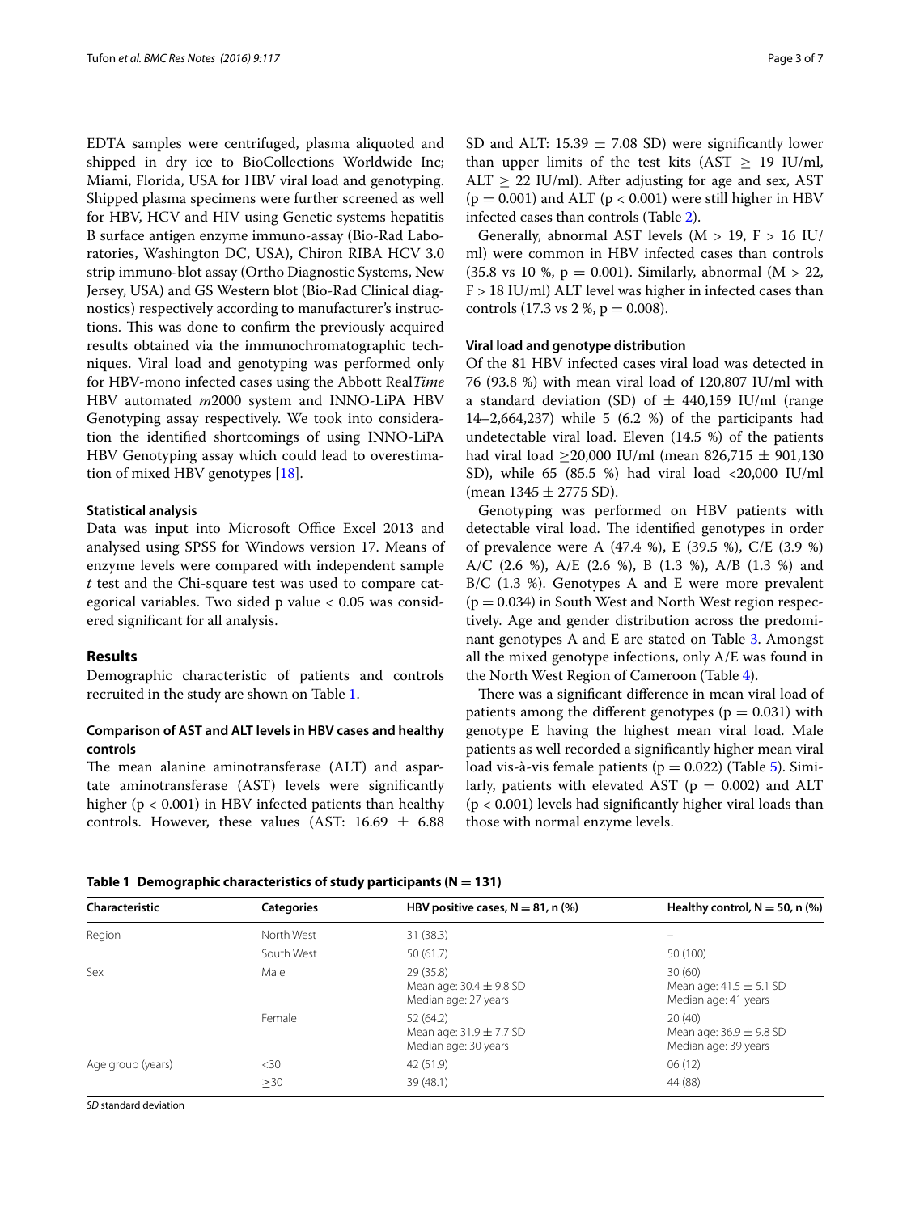EDTA samples were centrifuged, plasma aliquoted and shipped in dry ice to BioCollections Worldwide Inc; Miami, Florida, USA for HBV viral load and genotyping. Shipped plasma specimens were further screened as well for HBV, HCV and HIV using Genetic systems hepatitis B surface antigen enzyme immuno-assay (Bio-Rad Laboratories, Washington DC, USA), Chiron RIBA HCV 3.0 strip immuno-blot assay (Ortho Diagnostic Systems, New Jersey, USA) and GS Western blot (Bio-Rad Clinical diagnostics) respectively according to manufacturer's instructions. This was done to confirm the previously acquired results obtained via the immunochromatographic techniques. Viral load and genotyping was performed only for HBV-mono infected cases using the Abbott Real*Time* HBV automated *m*2000 system and INNO-LiPA HBV Genotyping assay respectively. We took into consideration the identified shortcomings of using INNO-LiPA HBV Genotyping assay which could lead to overestimation of mixed HBV genotypes [18].

#### Statistical analysis

Data was input into Microsoft Office Excel 2013 and analysed using SPSS for Windows version 17. Means of enzyme levels were compared with independent sample *t* test and the Chi-square test was used to compare categorical variables. Two sided p value < 0.05 was considered significant for all analysis.

### Results

Demographic characteristic of patients and controls recruited in the study are shown on Table 1.

#### Comparison of AST and ALT levels in HBV cases and healthy controls

The mean alanine aminotransferase (ALT) and aspartate aminotransferase (AST) levels were significantly higher ($p < 0.001$) in HBV infected patients than healthy controls. However, these values (AST: $16.69 \pm 6.88$ SD and ALT: $15.39 \pm 7.08$ SD) were significantly lower than upper limits of the test kits (AST $\geq$ 19 IU/ml, ALT $\geq$ 22 IU/ml). After adjusting for age and sex, AST ($p = 0.001$) and ALT ($p < 0.001$) were still higher in HBV infected cases than controls (Table 2).

Generally, abnormal AST levels (M > 19, F > 16 IU/ml) were common in HBV infected cases than controls (35.8 vs 10 %, $p = 0.001$). Similarly, abnormal (M > 22, F > 18 IU/ml) ALT level was higher in infected cases than controls (17.3 vs 2 %, $p = 0.008$).

#### Viral load and genotype distribution

Of the 81 HBV infected cases viral load was detected in 76 (93.8 %) with mean viral load of 120,807 IU/ml with a standard deviation (SD) of $\pm$ 440,159 IU/ml (range 14–2,664,237) while 5 (6.2 %) of the participants had undetectable viral load. Eleven (14.5 %) of the patients had viral load $\geq$20,000 IU/ml (mean $826{,}715 \pm 901{,}130$ SD), while 65 (85.5 %) had viral load <20,000 IU/ml (mean $1345 \pm 2775$ SD).

Genotyping was performed on HBV patients with detectable viral load. The identified genotypes in order of prevalence were A (47.4 %), E (39.5 %), C/E (3.9 %) A/C (2.6 %), A/E (2.6 %), B (1.3 %), A/B (1.3 %) and B/C (1.3 %). Genotypes A and E were more prevalent ($p = 0.034$) in South West and North West region respectively. Age and gender distribution across the predominant genotypes A and E are stated on Table 3. Amongst all the mixed genotype infections, only A/E was found in the North West Region of Cameroon (Table 4).

There was a significant difference in mean viral load of patients among the different genotypes ($p = 0.031$) with genotype E having the highest mean viral load. Male patients as well recorded a significantly higher mean viral load vis-à-vis female patients ($p = 0.022$) (Table 5). Similarly, patients with elevated AST ($p = 0.002$) and ALT ($p < 0.001$) levels had significantly higher viral loads than those with normal enzyme levels.

**Table 1 Demographic characteristics of study participants (N = 131)**

| Characteristic | Categories | HBV positive cases, N = 81, n (%) | Healthy control, N = 50, n (%) |
|---|---|---|---|
| Region | North West | 31 (38.3) | – |
| | South West | 50 (61.7) | 50 (100) |
| Sex | Male | 29 (35.8)<br>Mean age: $30.4 \pm 9.8$ SD<br>Median age: 27 years | 30 (60)<br>Mean age: $41.5 \pm 5.1$ SD<br>Median age: 41 years |
| | Female | 52 (64.2)<br>Mean age: $31.9 \pm 7.7$ SD<br>Median age: 30 years | 20 (40)<br>Mean age: $36.9 \pm 9.8$ SD<br>Median age: 39 years |
| Age group (years) | <30 | 42 (51.9) | 06 (12) |
| | ≥30 | 39 (48.1) | 44 (88) |

*SD* standard deviation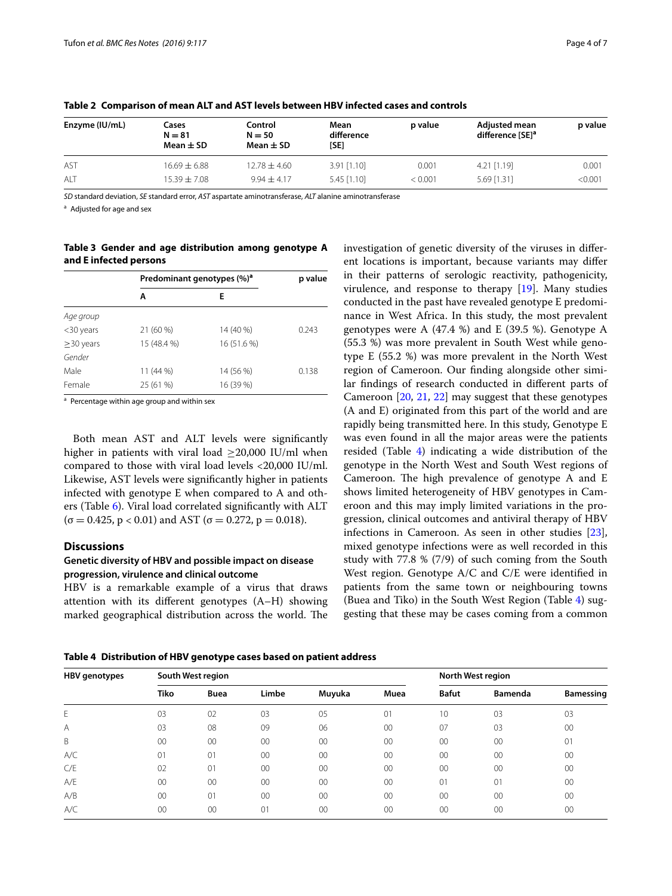**Table 2 Comparison of mean ALT and AST levels between HBV infected cases and controls**

| Enzyme (IU/mL) | Cases N = 81 Mean ± SD | Control N = 50 Mean ± SD | Mean difference [SE] | p value | Adjusted mean difference [SE][a] | p value |
|---|---|---|---|---|---|---|
| AST | 16.69 ± 6.88 | 12.78 ± 4.60 | 3.91 [1.10] | 0.001 | 4.21 [1.19] | 0.001 |
| ALT | 15.39 ± 7.08 | 9.94 ± 4.17 | 5.45 [1.10] | < 0.001 | 5.69 [1.31] | <0.001 |

*SD* standard deviation, *SE* standard error, *AST* aspartate aminotransferase, *ALT* alanine aminotransferase

[a] Adjusted for age and sex

**Table 3 Gender and age distribution among genotype A and E infected persons**

| | Predominant genotypes (%)[a] | | p value |
|---|---|---|---|
| | A | E | |
| *Age group* | | | |
| <30 years | 21 (60 %) | 14 (40 %) | 0.243 |
| ≥30 years | 15 (48.4 %) | 16 (51.6 %) | |
| *Gender* | | | |
| Male | 11 (44 %) | 14 (56 %) | 0.138 |
| Female | 25 (61 %) | 16 (39 %) | |

[a] Percentage within age group and within sex

Both mean AST and ALT levels were significantly higher in patients with viral load ≥20,000 IU/ml when compared to those with viral load levels <20,000 IU/ml. Likewise, AST levels were significantly higher in patients infected with genotype E when compared to A and others (Table 6). Viral load correlated significantly with ALT ($\sigma = 0.425$, $p < 0.01$) and AST ($\sigma = 0.272$, $p = 0.018$).

## Discussions

### Genetic diversity of HBV and possible impact on disease progression, virulence and clinical outcome

HBV is a remarkable example of a virus that draws attention with its different genotypes (A–H) showing marked geographical distribution across the world. The investigation of genetic diversity of the viruses in different locations is important, because variants may differ in their patterns of serologic reactivity, pathogenicity, virulence, and response to therapy [19]. Many studies conducted in the past have revealed genotype E predominance in West Africa. In this study, the most prevalent genotypes were A (47.4 %) and E (39.5 %). Genotype A (55.3 %) was more prevalent in South West while genotype E (55.2 %) was more prevalent in the North West region of Cameroon. Our finding alongside other similar findings of research conducted in different parts of Cameroon [20, 21, 22] may suggest that these genotypes (A and E) originated from this part of the world and are rapidly being transmitted here. In this study, Genotype E was even found in all the major areas were the patients resided (Table 4) indicating a wide distribution of the genotype in the North West and South West regions of Cameroon. The high prevalence of genotype A and E shows limited heterogeneity of HBV genotypes in Cameroon and this may imply limited variations in the progression, clinical outcomes and antiviral therapy of HBV infections in Cameroon. As seen in other studies [23], mixed genotype infections were as well recorded in this study with 77.8 % (7/9) of such coming from the South West region. Genotype A/C and C/E were identified in patients from the same town or neighbouring towns (Buea and Tiko) in the South West Region (Table 4) suggesting that these may be cases coming from a common

**Table 4 Distribution of HBV genotype cases based on patient address**

| HBV genotypes | South West region | | | | | North West region | | |
|---|---|---|---|---|---|---|---|---|
| | Tiko | Buea | Limbe | Muyuka | Muea | Bafut | Bamenda | Bamessing |
| E | 03 | 02 | 03 | 05 | 01 | 10 | 03 | 03 |
| A | 03 | 08 | 09 | 06 | 00 | 07 | 03 | 00 |
| B | 00 | 00 | 00 | 00 | 00 | 00 | 00 | 01 |
| A/C | 01 | 01 | 00 | 00 | 00 | 00 | 00 | 00 |
| C/E | 02 | 01 | 00 | 00 | 00 | 00 | 00 | 00 |
| A/E | 00 | 00 | 00 | 00 | 00 | 01 | 01 | 00 |
| A/B | 00 | 01 | 00 | 00 | 00 | 00 | 00 | 00 |
| A/C | 00 | 00 | 01 | 00 | 00 | 00 | 00 | 00 |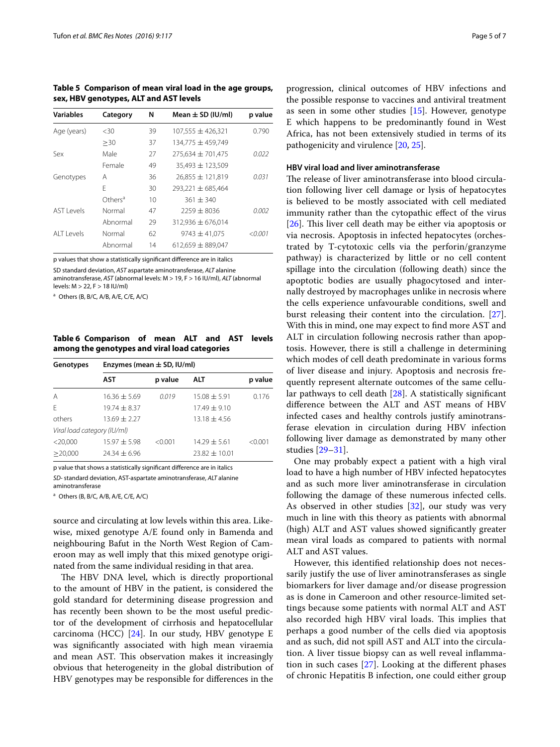**Table 5 Comparison of mean viral load in the age groups, sex, HBV genotypes, ALT and AST levels**

| Variables | Category | N | Mean ± SD (IU/ml) | p value |
|---|---|---|---|---|
| Age (years) | <30 | 39 | 107,555 ± 426,321 | 0.790 |
| | ≥30 | 37 | 134,775 ± 459,749 | |
| Sex | Male | 27 | 275,634 ± 701,475 | *0.022* |
| | Female | 49 | 35,493 ± 123,509 | |
| Genotypes | A | 36 | 26,855 ± 121,819 | *0.031* |
| | E | 30 | 293,221 ± 685,464 | |
| | Others[a] | 10 | 361 ± 340 | |
| AST Levels | Normal | 47 | 2259 ± 8036 | *0.002* |
| | Abnormal | 29 | 312,936 ± 676,014 | |
| ALT Levels | Normal | 62 | 9743 ± 41,075 | *<0.001* |
| | Abnormal | 14 | 612,659 ± 889,047 | |

p values that show a statistically significant difference are in italics

SD standard deviation, *AST* aspartate aminotransferase, *ALT* alanine aminotransferase, *AST* (abnormal levels: M > 19, F > 16 IU/ml), *ALT* (abnormal levels: M > 22, F > 18 IU/ml)

[a] Others (B, B/C, A/B, A/E, C/E, A/C)

**Table 6 Comparison of mean ALT and AST levels among the genotypes and viral load categories**

| Genotypes | Enzymes (mean ± SD, IU/ml) | | | |
|---|---|---|---|---|
| | AST | p value | ALT | p value |
| A | 16.36 ± 5.69 | *0.019* | 15.08 ± 5.91 | 0.176 |
| E | 19.74 ± 8.37 | | 17.49 ± 9.10 | |
| others | 13.69 ± 2.27 | | 13.18 ± 4.56 | |
| *Viral load category (IU/ml)* | | | | |
| <20,000 | 15.97 ± 5.98 | <0.001 | 14.29 ± 5.61 | <0.001 |
| ≥20,000 | 24.34 ± 6.96 | | 23.82 ± 10.01 | |

p value that shows a statistically significant difference are in italics

*SD*- standard deviation, AST-aspartate aminotransferase, *ALT* alanine aminotransferase

[a] Others (B, B/C, A/B, A/E, C/E, A/C)

source and circulating at low levels within this area. Likewise, mixed genotype A/E found only in Bamenda and neighbouring Bafut in the North West Region of Cameroon may as well imply that this mixed genotype originated from the same individual residing in that area.

The HBV DNA level, which is directly proportional to the amount of HBV in the patient, is considered the gold standard for determining disease progression and has recently been shown to be the most useful predictor of the development of cirrhosis and hepatocellular carcinoma (HCC) [24]. In our study, HBV genotype E was significantly associated with high mean viraemia and mean AST. This observation makes it increasingly obvious that heterogeneity in the global distribution of HBV genotypes may be responsible for differences in the progression, clinical outcomes of HBV infections and the possible response to vaccines and antiviral treatment as seen in some other studies [15]. However, genotype E which happens to be predominantly found in West Africa, has not been extensively studied in terms of its pathogenicity and virulence [20, 25].

### HBV viral load and liver aminotransferase

The release of liver aminotransferase into blood circulation following liver cell damage or lysis of hepatocytes is believed to be mostly associated with cell mediated immunity rather than the cytopathic effect of the virus [26]. This liver cell death may be either via apoptosis or via necrosis. Apoptosis in infected hepatocytes (orchestrated by T-cytotoxic cells via the perforin/granzyme pathway) is characterized by little or no cell content spillage into the circulation (following death) since the apoptotic bodies are usually phagocytosed and internally destroyed by macrophages unlike in necrosis where the cells experience unfavourable conditions, swell and burst releasing their content into the circulation. [27]. With this in mind, one may expect to find more AST and ALT in circulation following necrosis rather than apoptosis. However, there is still a challenge in determining which modes of cell death predominate in various forms of liver disease and injury. Apoptosis and necrosis frequently represent alternate outcomes of the same cellular pathways to cell death [28]. A statistically significant difference between the ALT and AST means of HBV infected cases and healthy controls justify aminotransferase elevation in circulation during HBV infection following liver damage as demonstrated by many other studies [29–31].

One may probably expect a patient with a high viral load to have a high number of HBV infected hepatocytes and as such more liver aminotransferase in circulation following the damage of these numerous infected cells. As observed in other studies [32], our study was very much in line with this theory as patients with abnormal (high) ALT and AST values showed significantly greater mean viral loads as compared to patients with normal ALT and AST values.

However, this identified relationship does not necessarily justify the use of liver aminotransferases as single biomarkers for liver damage and/or disease progression as is done in Cameroon and other resource-limited settings because some patients with normal ALT and AST also recorded high HBV viral loads. This implies that perhaps a good number of the cells died via apoptosis and as such, did not spill AST and ALT into the circulation. A liver tissue biopsy can as well reveal inflammation in such cases [27]. Looking at the different phases of chronic Hepatitis B infection, one could either group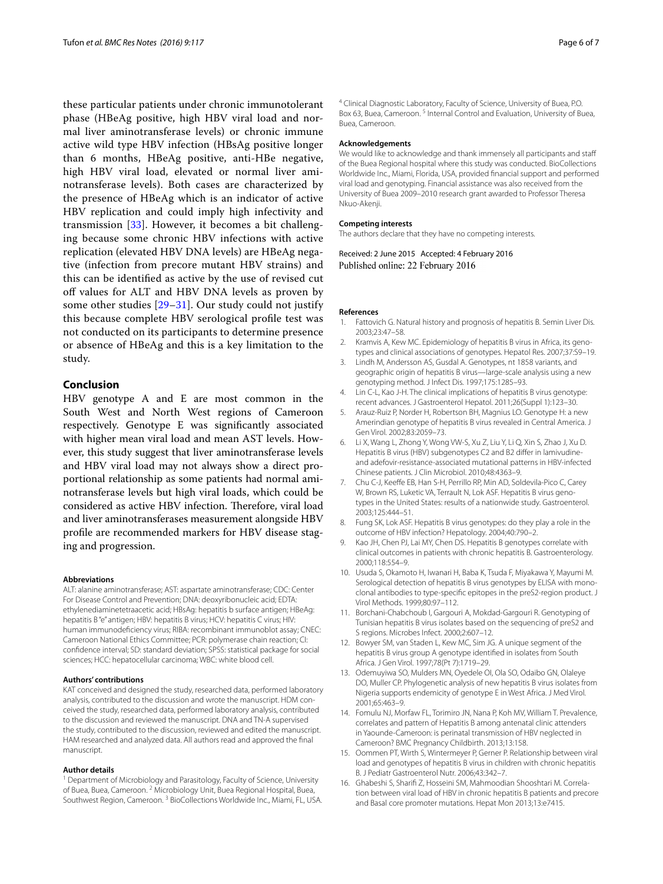these particular patients under chronic immunotolerant phase (HBeAg positive, high HBV viral load and normal liver aminotransferase levels) or chronic immune active wild type HBV infection (HBsAg positive longer than 6 months, HBeAg positive, anti-HBe negative, high HBV viral load, elevated or normal liver aminotransferase levels). Both cases are characterized by the presence of HBeAg which is an indicator of active HBV replication and could imply high infectivity and transmission [33]. However, it becomes a bit challenging because some chronic HBV infections with active replication (elevated HBV DNA levels) are HBeAg negative (infection from precore mutant HBV strains) and this can be identified as active by the use of revised cut off values for ALT and HBV DNA levels as proven by some other studies [29–31]. Our study could not justify this because complete HBV serological profile test was not conducted on its participants to determine presence or absence of HBeAg and this is a key limitation to the study.

## Conclusion

HBV genotype A and E are most common in the South West and North West regions of Cameroon respectively. Genotype E was significantly associated with higher mean viral load and mean AST levels. However, this study suggest that liver aminotransferase levels and HBV viral load may not always show a direct proportional relationship as some patients had normal aminotransferase levels but high viral loads, which could be considered as active HBV infection. Therefore, viral load and liver aminotransferases measurement alongside HBV profile are recommended markers for HBV disease staging and progression.

#### Abbreviations

ALT: alanine aminotransferase; AST: aspartate aminotransferase; CDC: Center For Disease Control and Prevention; DNA: deoxyribonucleic acid; EDTA: ethylenediaminetetraacetic acid; HBsAg: hepatitis b surface antigen; HBeAg: hepatitis B "e" antigen; HBV: hepatitis B virus; HCV: hepatitis C virus; HIV: human immunodeficiency virus; RIBA: recombinant immunoblot assay; CNEC: Cameroon National Ethics Committee; PCR: polymerase chain reaction; CI: confidence interval; SD: standard deviation; SPSS: statistical package for social sciences; HCC: hepatocellular carcinoma; WBC: white blood cell.

#### Authors' contributions

KAT conceived and designed the study, researched data, performed laboratory analysis, contributed to the discussion and wrote the manuscript. HDM conceived the study, researched data, performed laboratory analysis, contributed to the discussion and reviewed the manuscript. DNA and TN-A supervised the study, contributed to the discussion, reviewed and edited the manuscript. HAM researched and analyzed data. All authors read and approved the final manuscript.

#### Author details

[1] Department of Microbiology and Parasitology, Faculty of Science, University of Buea, Buea, Cameroon. [2] Microbiology Unit, Buea Regional Hospital, Buea, Southwest Region, Cameroon. [3] BioCollections Worldwide Inc., Miami, FL, USA. [4] Clinical Diagnostic Laboratory, Faculty of Science, University of Buea, P.O. Box 63, Buea, Cameroon. [5] Internal Control and Evaluation, University of Buea, Buea, Cameroon.

#### Acknowledgements

We would like to acknowledge and thank immensely all participants and staff of the Buea Regional hospital where this study was conducted. BioCollections Worldwide Inc., Miami, Florida, USA, provided financial support and performed viral load and genotyping. Financial assistance was also received from the University of Buea 2009–2010 research grant awarded to Professor Theresa Nkuo-Akenji.

#### Competing interests

The authors declare that they have no competing interests.

Received: 2 June 2015 Accepted: 4 February 2016
Published online: 22 February 2016

#### References

1. Fattovich G. Natural history and prognosis of hepatitis B. Semin Liver Dis. 2003;23:47–58.
2. Kramvis A, Kew MC. Epidemiology of hepatitis B virus in Africa, its genotypes and clinical associations of genotypes. Hepatol Res. 2007;37:S9–19.
3. Lindh M, Andersson AS, Gusdal A. Genotypes, nt 1858 variants, and geographic origin of hepatitis B virus—large-scale analysis using a new genotyping method. J Infect Dis. 1997;175:1285–93.
4. Lin C-L, Kao J-H. The clinical implications of hepatitis B virus genotype: recent advances. J Gastroenterol Hepatol. 2011;26(Suppl 1):123–30.
5. Arauz-Ruiz P, Norder H, Robertson BH, Magnius LO. Genotype H: a new Amerindian genotype of hepatitis B virus revealed in Central America. J Gen Virol. 2002;83:2059–73.
6. Li X, Wang L, Zhong Y, Wong VW-S, Xu Z, Liu Y, Li Q, Xin S, Zhao J, Xu D. Hepatitis B virus (HBV) subgenotypes C2 and B2 differ in lamivudine- and adefovir-resistance-associated mutational patterns in HBV-infected Chinese patients. J Clin Microbiol. 2010;48:4363–9.
7. Chu C-J, Keeffe EB, Han S-H, Perrillo RP, Min AD, Soldevila-Pico C, Carey W, Brown RS, Luketic VA, Terrault N, Lok ASF. Hepatitis B virus genotypes in the United States: results of a nationwide study. Gastroenterol. 2003;125:444–51.
8. Fung SK, Lok ASF. Hepatitis B virus genotypes: do they play a role in the outcome of HBV infection? Hepatology. 2004;40:790–2.
9. Kao JH, Chen PJ, Lai MY, Chen DS. Hepatitis B genotypes correlate with clinical outcomes in patients with chronic hepatitis B. Gastroenterology. 2000;118:554–9.
10. Usuda S, Okamoto H, Iwanari H, Baba K, Tsuda F, Miyakawa Y, Mayumi M. Serological detection of hepatitis B virus genotypes by ELISA with monoclonal antibodies to type-specific epitopes in the preS2-region product. J Virol Methods. 1999;80:97–112.
11. Borchani-Chabchoub I, Gargouri A, Mokdad-Gargouri R. Genotyping of Tunisian hepatitis B virus isolates based on the sequencing of preS2 and S regions. Microbes Infect. 2000;2:607–12.
12. Bowyer SM, van Staden L, Kew MC, Sim JG. A unique segment of the hepatitis B virus group A genotype identified in isolates from South Africa. J Gen Virol. 1997;78(Pt 7):1719–29.
13. Odemuyiwa SO, Mulders MN, Oyedele OI, Ola SO, Odaibo GN, Olaleye DO, Muller CP. Phylogenetic analysis of new hepatitis B virus isolates from Nigeria supports endemicity of genotype E in West Africa. J Med Virol. 2001;65:463–9.
14. Fomulu NJ, Morfaw FL, Torimiro JN, Nana P, Koh MV, William T. Prevalence, correlates and pattern of Hepatitis B among antenatal clinic attenders in Yaounde-Cameroon: is perinatal transmission of HBV neglected in Cameroon? BMC Pregnancy Childbirth. 2013;13:158.
15. Oommen PT, Wirth S, Wintermeyer P, Gerner P. Relationship between viral load and genotypes of hepatitis B virus in children with chronic hepatitis B. J Pediatr Gastroenterol Nutr. 2006;43:342–7.
16. Ghabeshi S, Sharifi Z, Hosseini SM, Mahmoodian Shooshtari M. Correlation between viral load of HBV in chronic hepatitis B patients and precore and Basal core promoter mutations. Hepat Mon 2013;13:e7415.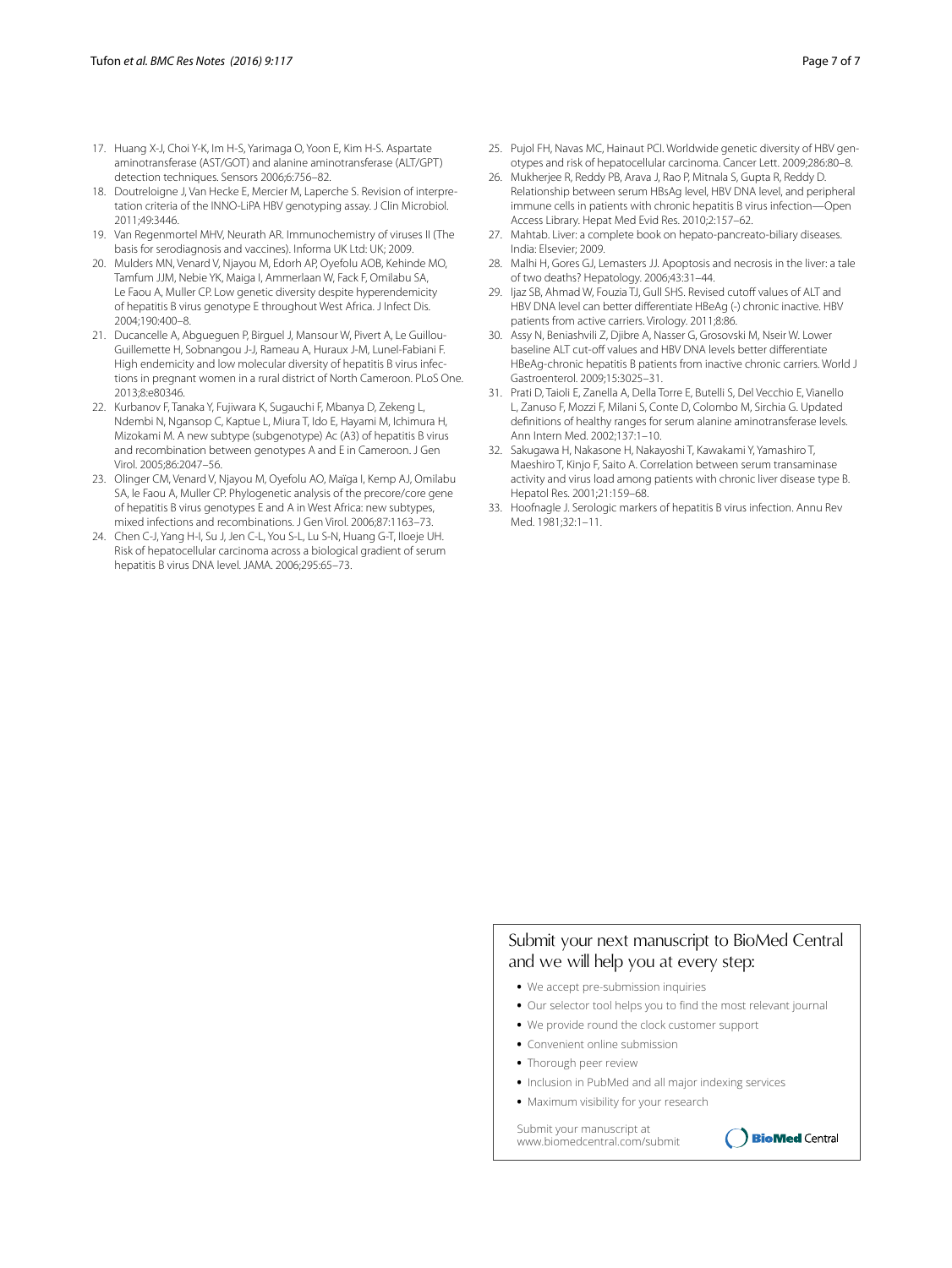17. Huang X-J, Choi Y-K, Im H-S, Yarimaga O, Yoon E, Kim H-S. Aspartate aminotransferase (AST/GOT) and alanine aminotransferase (ALT/GPT) detection techniques. Sensors 2006;6:756–82.
18. Doutreloigne J, Van Hecke E, Mercier M, Laperche S. Revision of interpretation criteria of the INNO-LiPA HBV genotyping assay. J Clin Microbiol. 2011;49:3446.
19. Van Regenmortel MHV, Neurath AR. Immunochemistry of viruses II (The basis for serodiagnosis and vaccines). Informa UK Ltd: UK; 2009.
20. Mulders MN, Venard V, Njayou M, Edorh AP, Oyefolu AOB, Kehinde MO, Tamfum JJM, Nebie YK, Maiga I, Ammerlaan W, Fack F, Omilabu SA, Le Faou A, Muller CP. Low genetic diversity despite hyperendemicity of hepatitis B virus genotype E throughout West Africa. J Infect Dis. 2004;190:400–8.
21. Ducancelle A, Abgueguen P, Birguel J, Mansour W, Pivert A, Le Guillou-Guillemette H, Sobnangou J-J, Rameau A, Huraux J-M, Lunel-Fabiani F. High endemicity and low molecular diversity of hepatitis B virus infections in pregnant women in a rural district of North Cameroon. PLoS One. 2013;8:e80346.
22. Kurbanov F, Tanaka Y, Fujiwara K, Sugauchi F, Mbanya D, Zekeng L, Ndembi N, Ngansop C, Kaptue L, Miura T, Ido E, Hayami M, Ichimura H, Mizokami M. A new subtype (subgenotype) Ac (A3) of hepatitis B virus and recombination between genotypes A and E in Cameroon. J Gen Virol. 2005;86:2047–56.
23. Olinger CM, Venard V, Njayou M, Oyefolu AO, Maïga I, Kemp AJ, Omilabu SA, le Faou A, Muller CP. Phylogenetic analysis of the precore/core gene of hepatitis B virus genotypes E and A in West Africa: new subtypes, mixed infections and recombinations. J Gen Virol. 2006;87:1163–73.
24. Chen C-J, Yang H-I, Su J, Jen C-L, You S-L, Lu S-N, Huang G-T, Iloeje UH. Risk of hepatocellular carcinoma across a biological gradient of serum hepatitis B virus DNA level. JAMA. 2006;295:65–73.
25. Pujol FH, Navas MC, Hainaut PCI. Worldwide genetic diversity of HBV genotypes and risk of hepatocellular carcinoma. Cancer Lett. 2009;286:80–8.
26. Mukherjee R, Reddy PB, Arava J, Rao P, Mitnala S, Gupta R, Reddy D. Relationship between serum HBsAg level, HBV DNA level, and peripheral immune cells in patients with chronic hepatitis B virus infection—Open Access Library. Hepat Med Evid Res. 2010;2:157–62.
27. Mahtab. Liver: a complete book on hepato-pancreato-biliary diseases. India: Elsevier; 2009.
28. Malhi H, Gores GJ, Lemasters JJ. Apoptosis and necrosis in the liver: a tale of two deaths? Hepatology. 2006;43:31–44.
29. Ijaz SB, Ahmad W, Fouzia TJ, Gull SHS. Revised cutoff values of ALT and HBV DNA level can better differentiate HBeAg (-) chronic inactive. HBV patients from active carriers. Virology. 2011;8:86.
30. Assy N, Beniashvili Z, Djibre A, Nasser G, Grosovski M, Nseir W. Lower baseline ALT cut-off values and HBV DNA levels better differentiate HBeAg-chronic hepatitis B patients from inactive chronic carriers. World J Gastroenterol. 2009;15:3025–31.
31. Prati D, Taioli E, Zanella A, Della Torre E, Butelli S, Del Vecchio E, Vianello L, Zanuso F, Mozzi F, Milani S, Conte D, Colombo M, Sirchia G. Updated definitions of healthy ranges for serum alanine aminotransferase levels. Ann Intern Med. 2002;137:1–10.
32. Sakugawa H, Nakasone H, Nakayoshi T, Kawakami Y, Yamashiro T, Maeshiro T, Kinjo F, Saito A. Correlation between serum transaminase activity and virus load among patients with chronic liver disease type B. Hepatol Res. 2001;21:159–68.
33. Hoofnagle J. Serologic markers of hepatitis B virus infection. Annu Rev Med. 1981;32:1–11.

Submit your next manuscript to BioMed Central and we will help you at every step:

- We accept pre-submission inquiries
- Our selector tool helps you to find the most relevant journal
- We provide round the clock customer support
- Convenient online submission
- Thorough peer review
- Inclusion in PubMed and all major indexing services
- Maximum visibility for your research

Submit your manuscript at www.biomedcentral.com/submit

BioMed Central